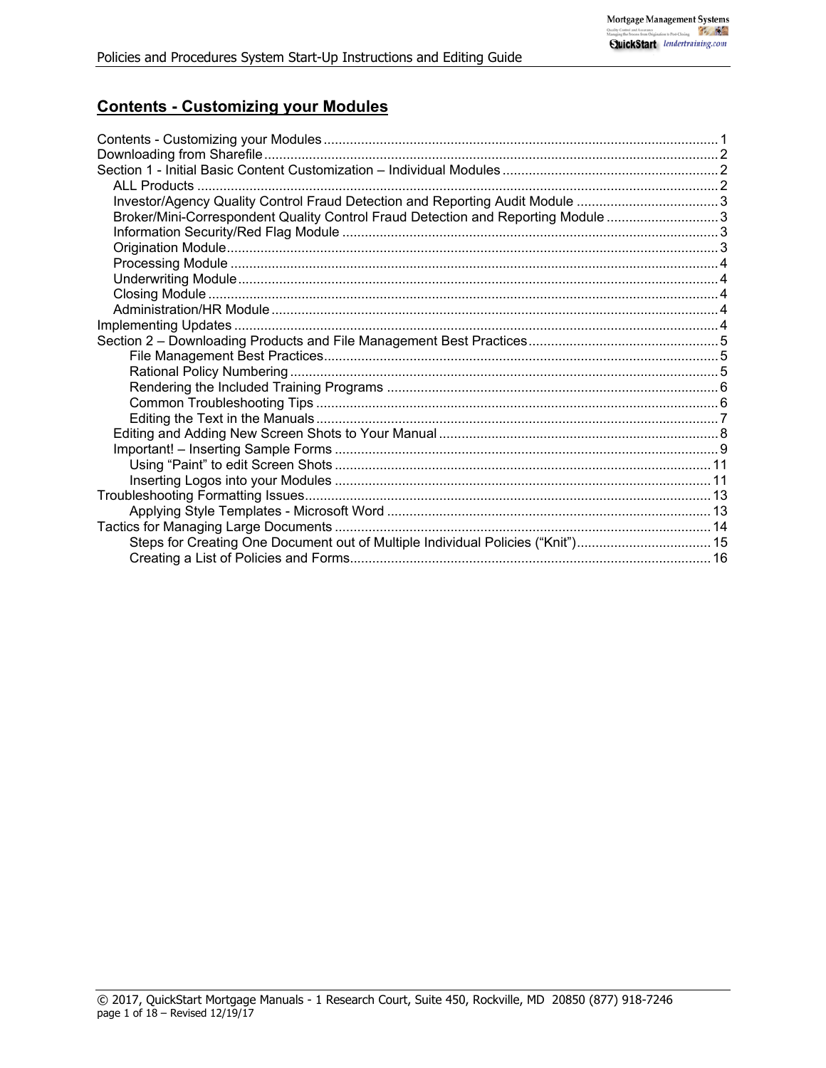## Contents - Customizing your Modules

- Contents - Customizing your Modules ........ 1
- Downloading from Sharefile ........ 2
- Section 1 - Initial Basic Content Customization – Individual Modules ........ 2
  - ALL Products ........ 2
  - Investor/Agency Quality Control Fraud Detection and Reporting Audit Module ........ 3
  - Broker/Mini-Correspondent Quality Control Fraud Detection and Reporting Module ........ 3
  - Information Security/Red Flag Module ........ 3
  - Origination Module ........ 3
  - Processing Module ........ 4
  - Underwriting Module ........ 4
  - Closing Module ........ 4
  - Administration/HR Module ........ 4
- Implementing Updates ........ 4
- Section 2 – Downloading Products and File Management Best Practices ........ 5
    - File Management Best Practices ........ 5
    - Rational Policy Numbering ........ 5
    - Rendering the Included Training Programs ........ 6
    - Common Troubleshooting Tips ........ 6
    - Editing the Text in the Manuals ........ 7
  - Editing and Adding New Screen Shots to Your Manual ........ 8
  - Important! – Inserting Sample Forms ........ 9
    - Using "Paint" to edit Screen Shots ........ 11
    - Inserting Logos into your Modules ........ 11
- Troubleshooting Formatting Issues ........ 13
    - Applying Style Templates - Microsoft Word ........ 13
- Tactics for Managing Large Documents ........ 14
    - Steps for Creating One Document out of Multiple Individual Policies ("Knit") ........ 15
    - Creating a List of Policies and Forms ........ 16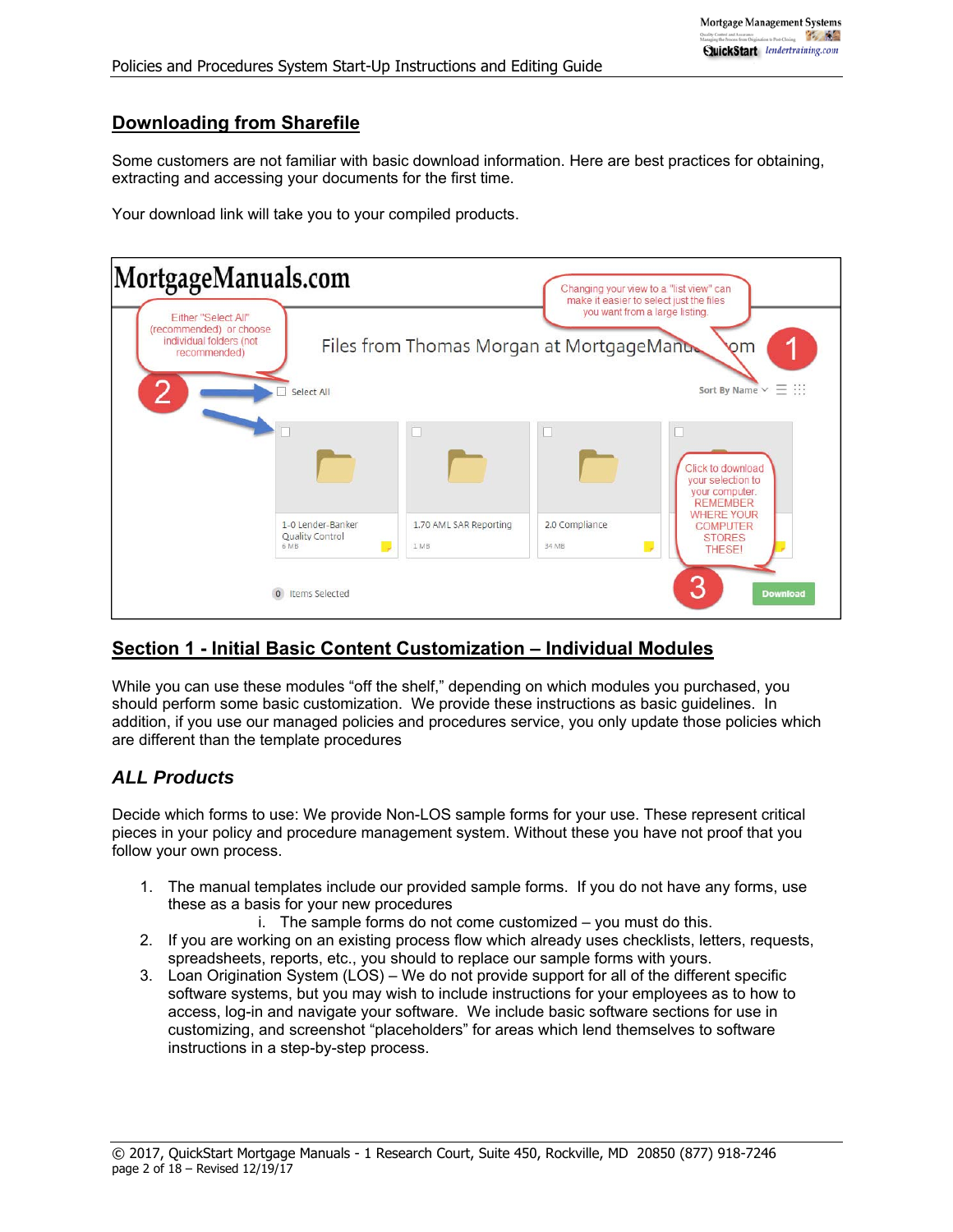## Downloading from Sharefile

Some customers are not familiar with basic download information. Here are best practices for obtaining, extracting and accessing your documents for the first time.

Your download link will take you to your compiled products.

MortgageManuals.com

Changing your view to a "list view" can make it easier to select just the files you want from a large listing.

Either "Select All" (recommended) or choose individual folders (not recommended)

Files from Thomas Morgan at MortgageManuals.com

1

2

Select All

Sort By Name

1-0 Lender-Banker Quality Control 6 MB

1.70 AML SAR Reporting 1 MB

2.0 Compliance 34 MB

Click to download your selection to your computer. REMEMBER WHERE YOUR COMPUTER STORES THESE!

3

0 Items Selected

Download

## Section 1 - Initial Basic Content Customization – Individual Modules

While you can use these modules "off the shelf," depending on which modules you purchased, you should perform some basic customization. We provide these instructions as basic guidelines. In addition, if you use our managed policies and procedures service, you only update those policies which are different than the template procedures

### *ALL Products*

Decide which forms to use: We provide Non-LOS sample forms for your use. These represent critical pieces in your policy and procedure management system. Without these you have not proof that you follow your own process.

1. The manual templates include our provided sample forms. If you do not have any forms, use these as a basis for your new procedures
   i. The sample forms do not come customized – you must do this.
2. If you are working on an existing process flow which already uses checklists, letters, requests, spreadsheets, reports, etc., you should to replace our sample forms with yours.
3. Loan Origination System (LOS) – We do not provide support for all of the different specific software systems, but you may wish to include instructions for your employees as to how to access, log-in and navigate your software. We include basic software sections for use in customizing, and screenshot "placeholders" for areas which lend themselves to software instructions in a step-by-step process.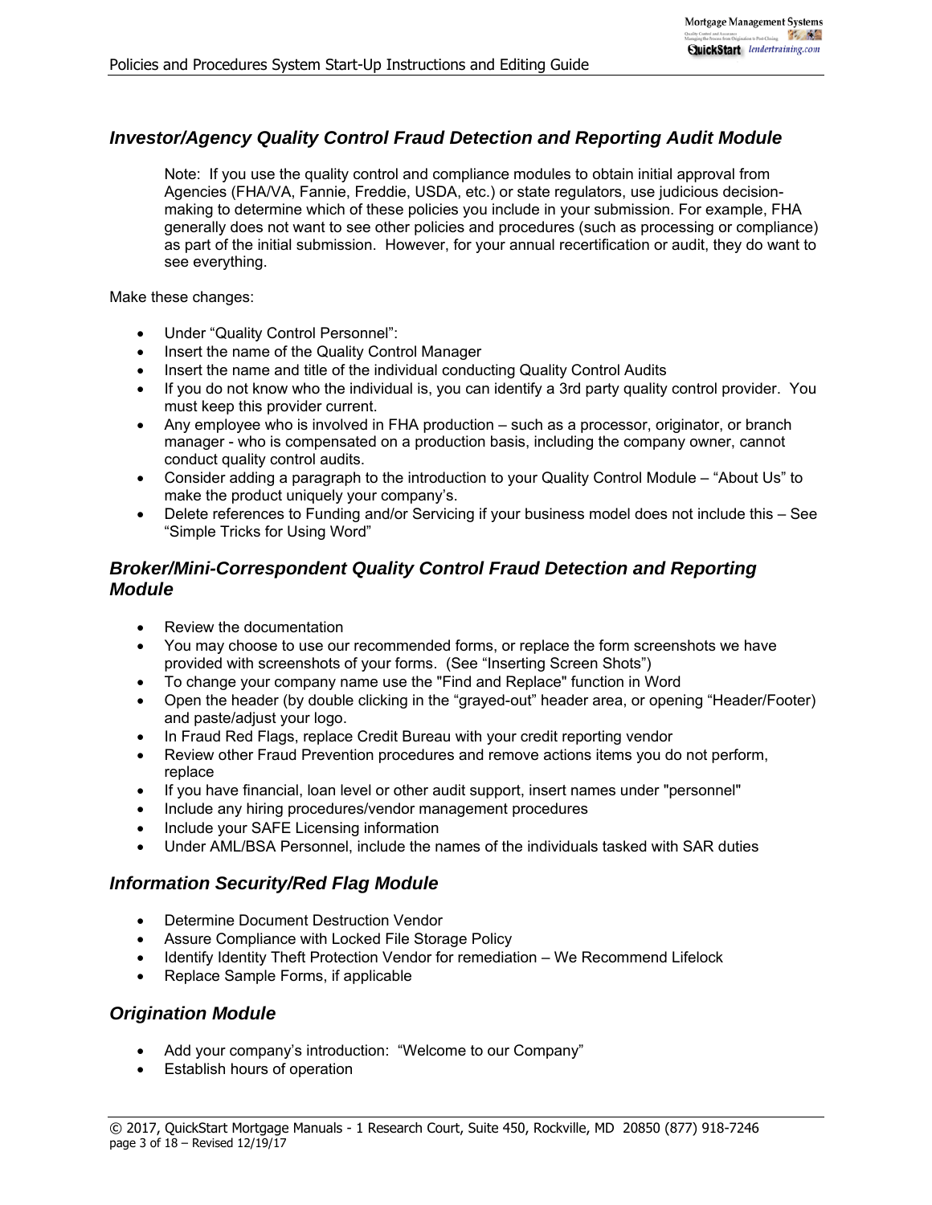## *Investor/Agency Quality Control Fraud Detection and Reporting Audit Module*

> Note: If you use the quality control and compliance modules to obtain initial approval from Agencies (FHA/VA, Fannie, Freddie, USDA, etc.) or state regulators, use judicious decision-making to determine which of these policies you include in your submission. For example, FHA generally does not want to see other policies and procedures (such as processing or compliance) as part of the initial submission. However, for your annual recertification or audit, they do want to see everything.

Make these changes:

- Under "Quality Control Personnel":
- Insert the name of the Quality Control Manager
- Insert the name and title of the individual conducting Quality Control Audits
- If you do not know who the individual is, you can identify a 3rd party quality control provider. You must keep this provider current.
- Any employee who is involved in FHA production – such as a processor, originator, or branch manager - who is compensated on a production basis, including the company owner, cannot conduct quality control audits.
- Consider adding a paragraph to the introduction to your Quality Control Module – "About Us" to make the product uniquely your company's.
- Delete references to Funding and/or Servicing if your business model does not include this – See "Simple Tricks for Using Word"

## *Broker/Mini-Correspondent Quality Control Fraud Detection and Reporting Module*

- Review the documentation
- You may choose to use our recommended forms, or replace the form screenshots we have provided with screenshots of your forms. (See "Inserting Screen Shots")
- To change your company name use the "Find and Replace" function in Word
- Open the header (by double clicking in the "grayed-out" header area, or opening "Header/Footer) and paste/adjust your logo.
- In Fraud Red Flags, replace Credit Bureau with your credit reporting vendor
- Review other Fraud Prevention procedures and remove actions items you do not perform, replace
- If you have financial, loan level or other audit support, insert names under "personnel"
- Include any hiring procedures/vendor management procedures
- Include your SAFE Licensing information
- Under AML/BSA Personnel, include the names of the individuals tasked with SAR duties

## *Information Security/Red Flag Module*

- Determine Document Destruction Vendor
- Assure Compliance with Locked File Storage Policy
- Identify Identity Theft Protection Vendor for remediation – We Recommend Lifelock
- Replace Sample Forms, if applicable

## *Origination Module*

- Add your company's introduction: "Welcome to our Company"
- Establish hours of operation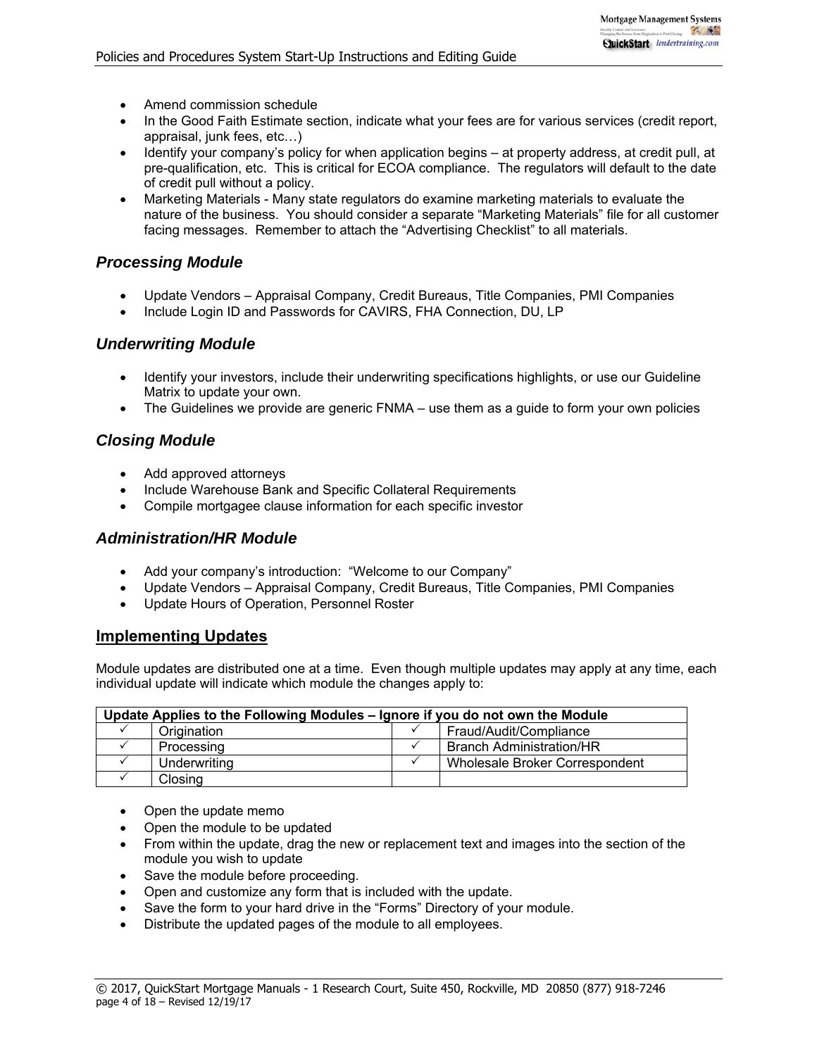- Amend commission schedule
- In the Good Faith Estimate section, indicate what your fees are for various services (credit report, appraisal, junk fees, etc…)
- Identify your company's policy for when application begins – at property address, at credit pull, at pre-qualification, etc. This is critical for ECOA compliance. The regulators will default to the date of credit pull without a policy.
- Marketing Materials - Many state regulators do examine marketing materials to evaluate the nature of the business. You should consider a separate "Marketing Materials" file for all customer facing messages. Remember to attach the "Advertising Checklist" to all materials.

### *Processing Module*

- Update Vendors – Appraisal Company, Credit Bureaus, Title Companies, PMI Companies
- Include Login ID and Passwords for CAVIRS, FHA Connection, DU, LP

### *Underwriting Module*

- Identify your investors, include their underwriting specifications highlights, or use our Guideline Matrix to update your own.
- The Guidelines we provide are generic FNMA – use them as a guide to form your own policies

### *Closing Module*

- Add approved attorneys
- Include Warehouse Bank and Specific Collateral Requirements
- Compile mortgagee clause information for each specific investor

### *Administration/HR Module*

- Add your company's introduction: "Welcome to our Company"
- Update Vendors – Appraisal Company, Credit Bureaus, Title Companies, PMI Companies
- Update Hours of Operation, Personnel Roster

## Implementing Updates

Module updates are distributed one at a time. Even though multiple updates may apply at any time, each individual update will indicate which module the changes apply to:

| **Update Applies to the Following Modules – Ignore if you do not own the Module** | | | |
|---|---|---|---|
| ✓ | Origination | ✓ | Fraud/Audit/Compliance |
| ✓ | Processing | ✓ | Branch Administration/HR |
| ✓ | Underwriting | ✓ | Wholesale Broker Correspondent |
| ✓ | Closing | | |

- Open the update memo
- Open the module to be updated
- From within the update, drag the new or replacement text and images into the section of the module you wish to update
- Save the module before proceeding.
- Open and customize any form that is included with the update.
- Save the form to your hard drive in the "Forms" Directory of your module.
- Distribute the updated pages of the module to all employees.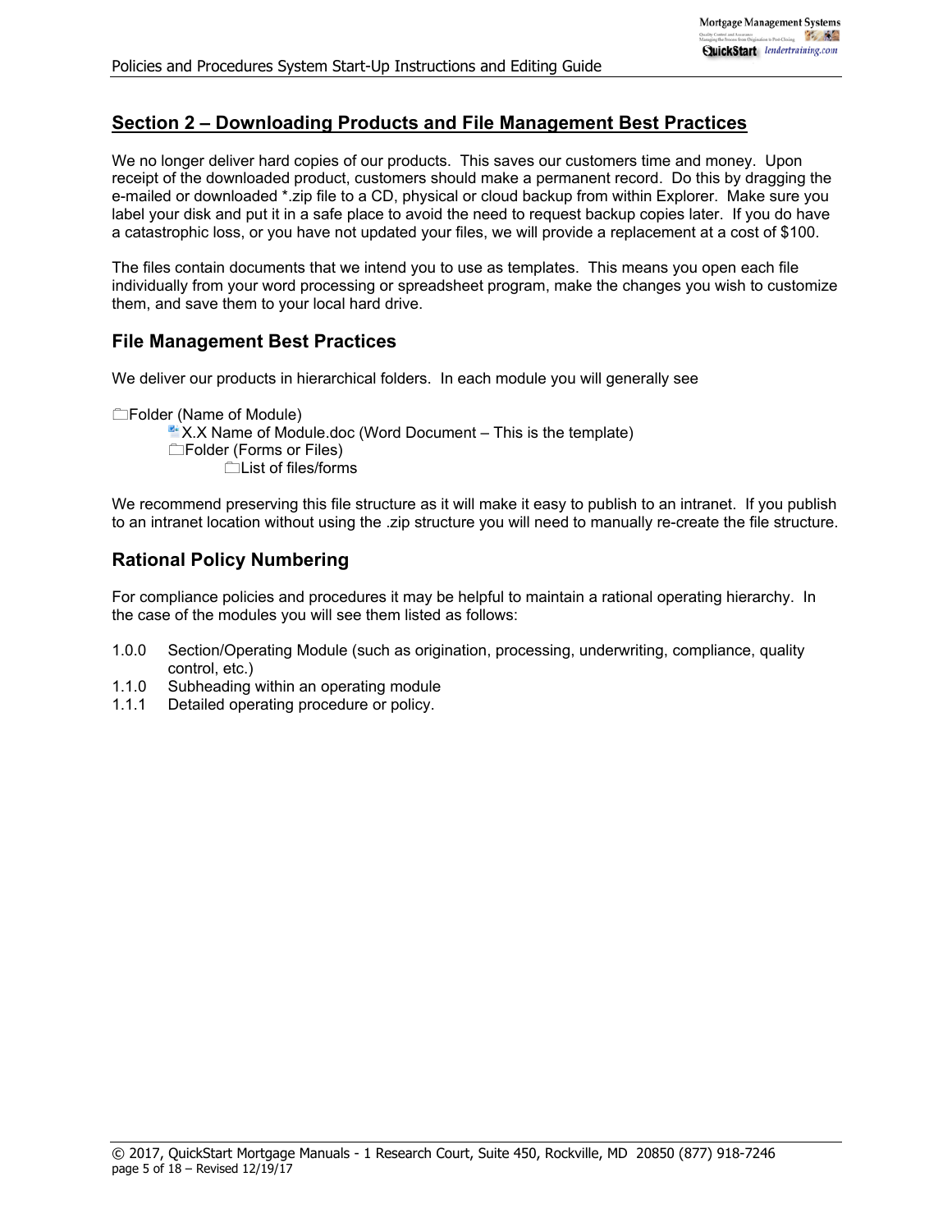## Section 2 – Downloading Products and File Management Best Practices

We no longer deliver hard copies of our products. This saves our customers time and money. Upon receipt of the downloaded product, customers should make a permanent record. Do this by dragging the e-mailed or downloaded *.zip file to a CD, physical or cloud backup from within Explorer. Make sure you label your disk and put it in a safe place to avoid the need to request backup copies later. If you do have a catastrophic loss, or you have not updated your files, we will provide a replacement at a cost of $100.

The files contain documents that we intend you to use as templates. This means you open each file individually from your word processing or spreadsheet program, make the changes you wish to customize them, and save them to your local hard drive.

### File Management Best Practices

We deliver our products in hierarchical folders. In each module you will generally see

- Folder (Name of Module)
  - X.X Name of Module.doc (Word Document – This is the template)
  - Folder (Forms or Files)
    - List of files/forms

We recommend preserving this file structure as it will make it easy to publish to an intranet. If you publish to an intranet location without using the .zip structure you will need to manually re-create the file structure.

### Rational Policy Numbering

For compliance policies and procedures it may be helpful to maintain a rational operating hierarchy. In the case of the modules you will see them listed as follows:

- 1.0.0 Section/Operating Module (such as origination, processing, underwriting, compliance, quality control, etc.)
- 1.1.0 Subheading within an operating module
- 1.1.1 Detailed operating procedure or policy.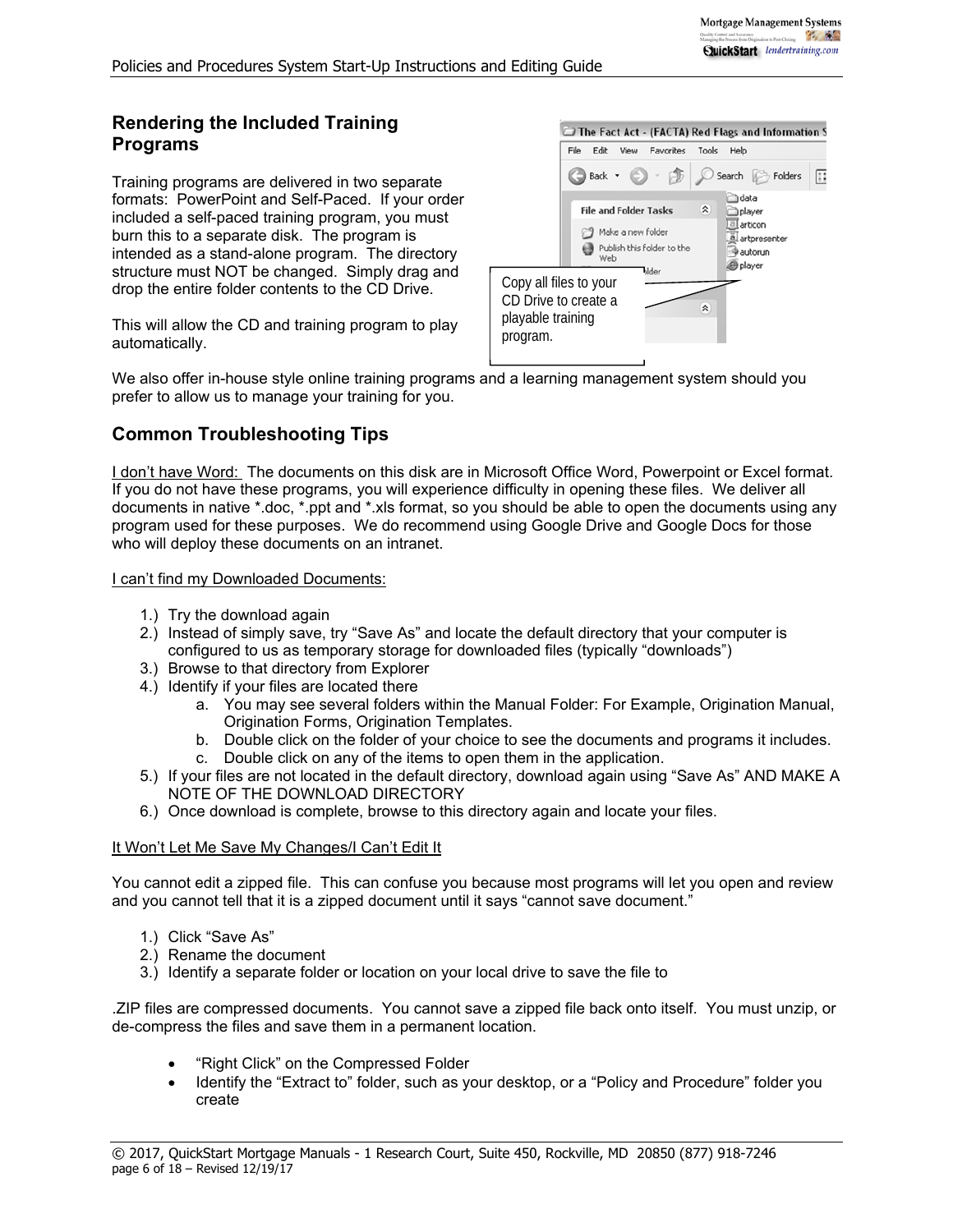## Rendering the Included Training Programs

Training programs are delivered in two separate formats: PowerPoint and Self-Paced. If your order included a self-paced training program, you must burn this to a separate disk. The program is intended as a stand-alone program. The directory structure must NOT be changed. Simply drag and drop the entire folder contents to the CD Drive.

This will allow the CD and training program to play automatically.

Copy all files to your CD Drive to create a playable training program.

We also offer in-house style online training programs and a learning management system should you prefer to allow us to manage your training for you.

## Common Troubleshooting Tips

I don't have Word: The documents on this disk are in Microsoft Office Word, Powerpoint or Excel format. If you do not have these programs, you will experience difficulty in opening these files. We deliver all documents in native *.doc, *.ppt and *.xls format, so you should be able to open the documents using any program used for these purposes. We do recommend using Google Drive and Google Docs for those who will deploy these documents on an intranet.

I can't find my Downloaded Documents:

1.) Try the download again
2.) Instead of simply save, try "Save As" and locate the default directory that your computer is configured to us as temporary storage for downloaded files (typically "downloads")
3.) Browse to that directory from Explorer
4.) Identify if your files are located there
    a. You may see several folders within the Manual Folder: For Example, Origination Manual, Origination Forms, Origination Templates.
    b. Double click on the folder of your choice to see the documents and programs it includes.
    c. Double click on any of the items to open them in the application.
5.) If your files are not located in the default directory, download again using "Save As" AND MAKE A NOTE OF THE DOWNLOAD DIRECTORY
6.) Once download is complete, browse to this directory again and locate your files.

It Won't Let Me Save My Changes/I Can't Edit It

You cannot edit a zipped file. This can confuse you because most programs will let you open and review and you cannot tell that it is a zipped document until it says "cannot save document."

1.) Click "Save As"
2.) Rename the document
3.) Identify a separate folder or location on your local drive to save the file to

.ZIP files are compressed documents. You cannot save a zipped file back onto itself. You must unzip, or de-compress the files and save them in a permanent location.

- "Right Click" on the Compressed Folder
- Identify the "Extract to" folder, such as your desktop, or a "Policy and Procedure" folder you create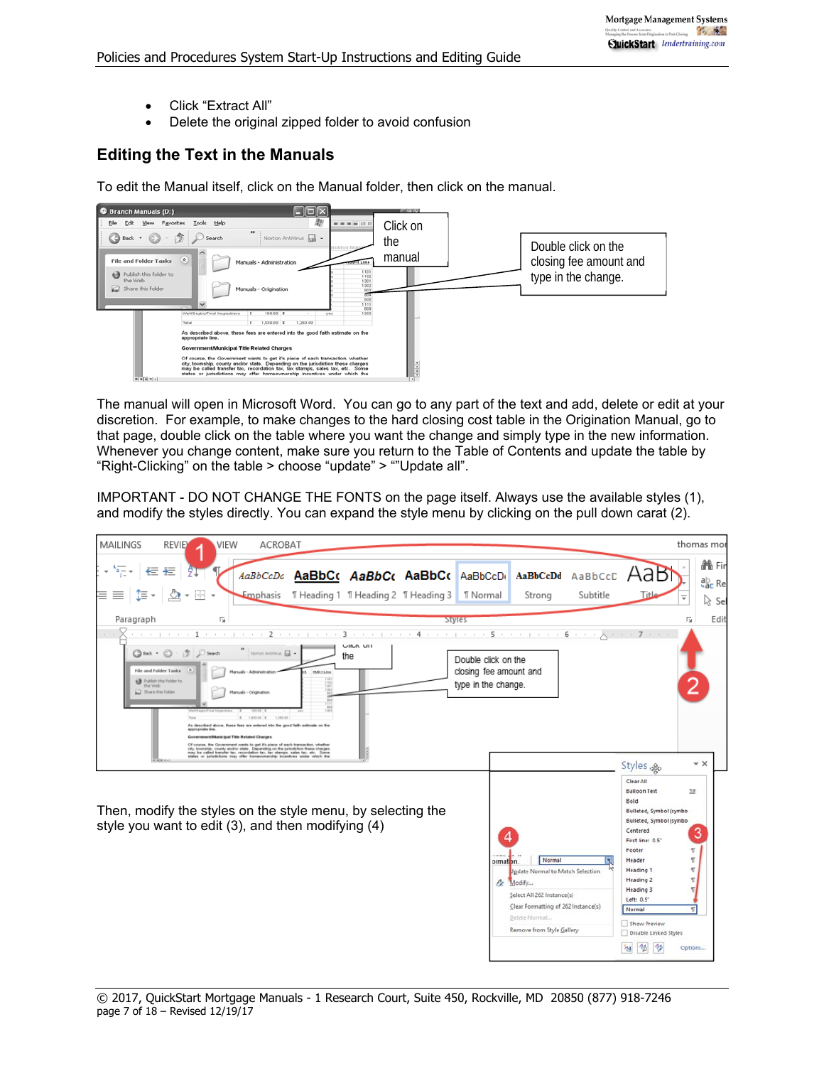- Click “Extract All”
- Delete the original zipped folder to avoid confusion

## Editing the Text in the Manuals

To edit the Manual itself, click on the Manual folder, then click on the manual.

Click on the manual

Double click on the closing fee amount and type in the change.

The manual will open in Microsoft Word. You can go to any part of the text and add, delete or edit at your discretion. For example, to make changes to the hard closing cost table in the Origination Manual, go to that page, double click on the table where you want the change and simply type in the new information. Whenever you change content, make sure you return to the Table of Contents and update the table by “Right-Clicking” on the table > choose “update” > “”Update all”.

IMPORTANT - DO NOT CHANGE THE FONTS on the page itself. Always use the available styles (1), and modify the styles directly. You can expand the style menu by clicking on the pull down carat (2).

Then, modify the styles on the style menu, by selecting the style you want to edit (3), and then modifying (4)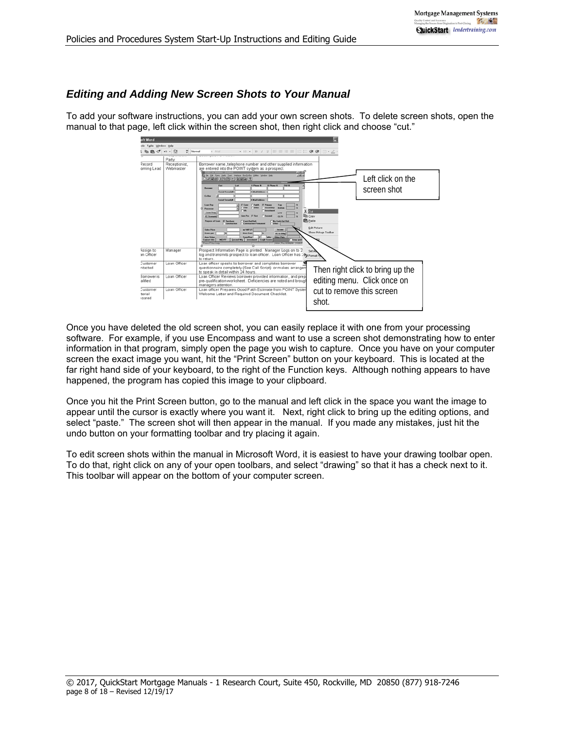## *Editing and Adding New Screen Shots to Your Manual*

To add your software instructions, you can add your own screen shots. To delete screen shots, open the manual to that page, left click within the screen shot, then right click and choose "cut."

Left click on the screen shot

Then right click to bring up the editing menu. Click once on cut to remove this screen shot.

Once you have deleted the old screen shot, you can easily replace it with one from your processing software. For example, if you use Encompass and want to use a screen shot demonstrating how to enter information in that program, simply open the page you wish to capture. Once you have on your computer screen the exact image you want, hit the "Print Screen" button on your keyboard. This is located at the far right hand side of your keyboard, to the right of the Function keys. Although nothing appears to have happened, the program has copied this image to your clipboard.

Once you hit the Print Screen button, go to the manual and left click in the space you want the image to appear until the cursor is exactly where you want it. Next, right click to bring up the editing options, and select "paste." The screen shot will then appear in the manual. If you made any mistakes, just hit the undo button on your formatting toolbar and try placing it again.

To edit screen shots within the manual in Microsoft Word, it is easiest to have your drawing toolbar open. To do that, right click on any of your open toolbars, and select "drawing" so that it has a check next to it. This toolbar will appear on the bottom of your computer screen.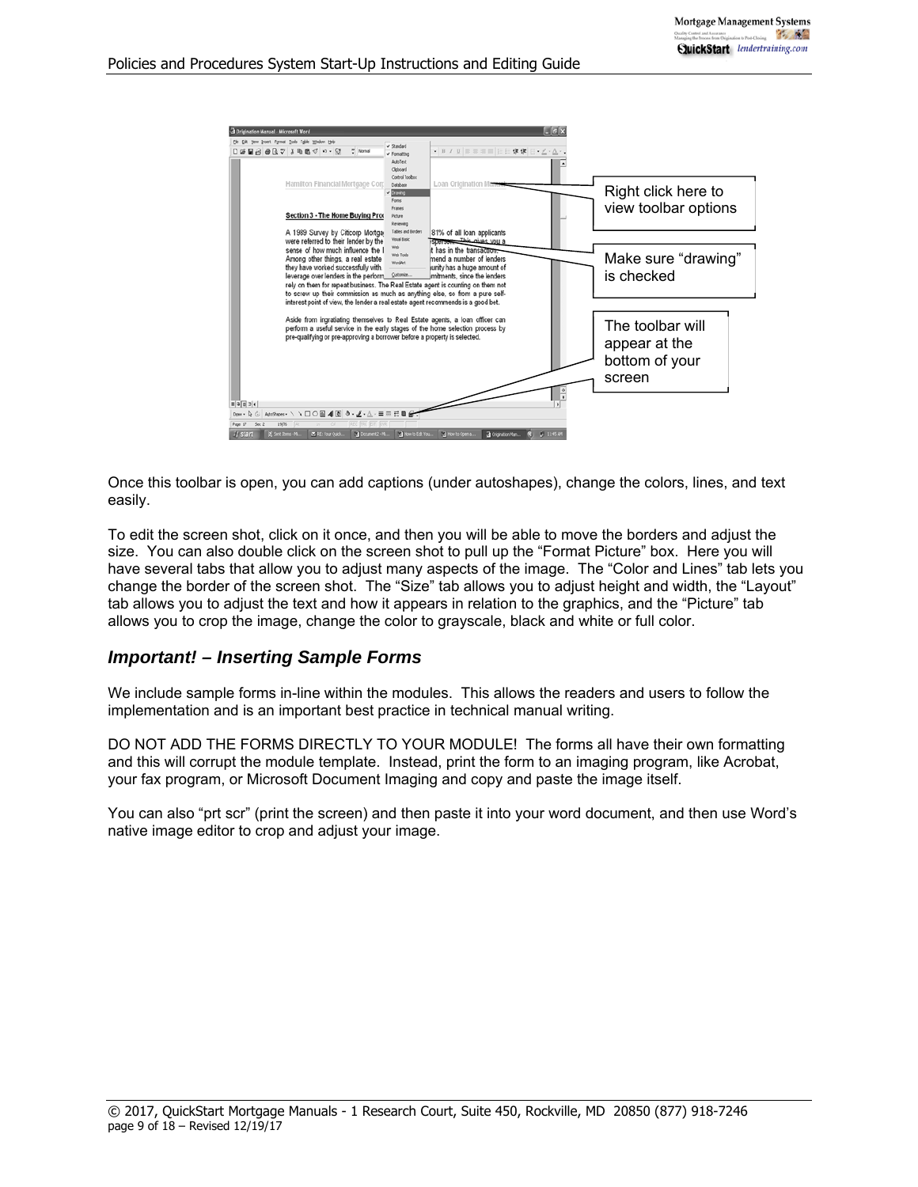Right click here to view toolbar options

Make sure "drawing" is checked

The toolbar will appear at the bottom of your screen

Once this toolbar is open, you can add captions (under autoshapes), change the colors, lines, and text easily.

To edit the screen shot, click on it once, and then you will be able to move the borders and adjust the size. You can also double click on the screen shot to pull up the "Format Picture" box. Here you will have several tabs that allow you to adjust many aspects of the image. The "Color and Lines" tab lets you change the border of the screen shot. The "Size" tab allows you to adjust height and width, the "Layout" tab allows you to adjust the text and how it appears in relation to the graphics, and the "Picture" tab allows you to crop the image, change the color to grayscale, black and white or full color.

## *Important! – Inserting Sample Forms*

We include sample forms in-line within the modules. This allows the readers and users to follow the implementation and is an important best practice in technical manual writing.

DO NOT ADD THE FORMS DIRECTLY TO YOUR MODULE! The forms all have their own formatting and this will corrupt the module template. Instead, print the form to an imaging program, like Acrobat, your fax program, or Microsoft Document Imaging and copy and paste the image itself.

You can also "prt scr" (print the screen) and then paste it into your word document, and then use Word's native image editor to crop and adjust your image.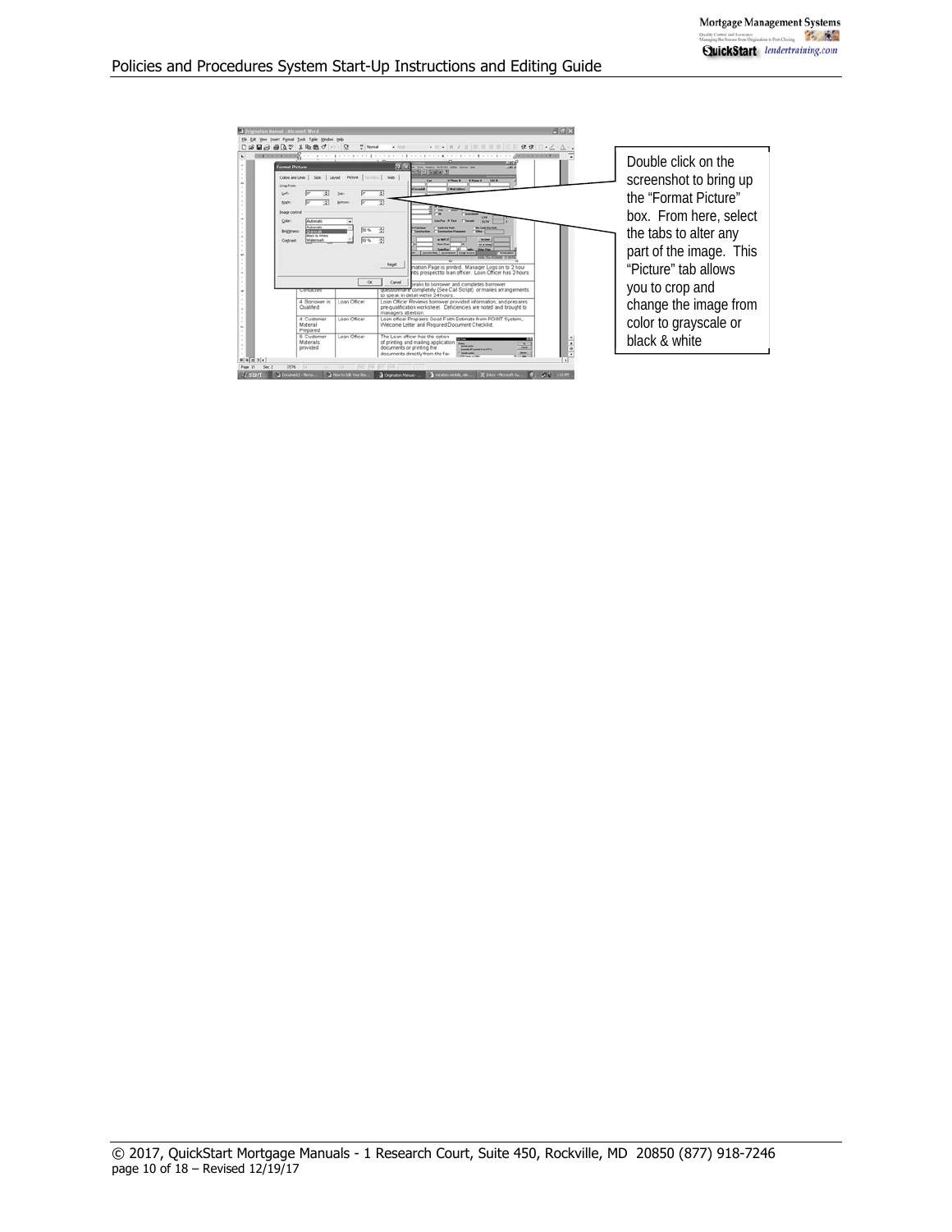Double click on the screenshot to bring up the "Format Picture" box. From here, select the tabs to alter any part of the image. This "Picture" tab allows you to crop and change the image from color to grayscale or black & white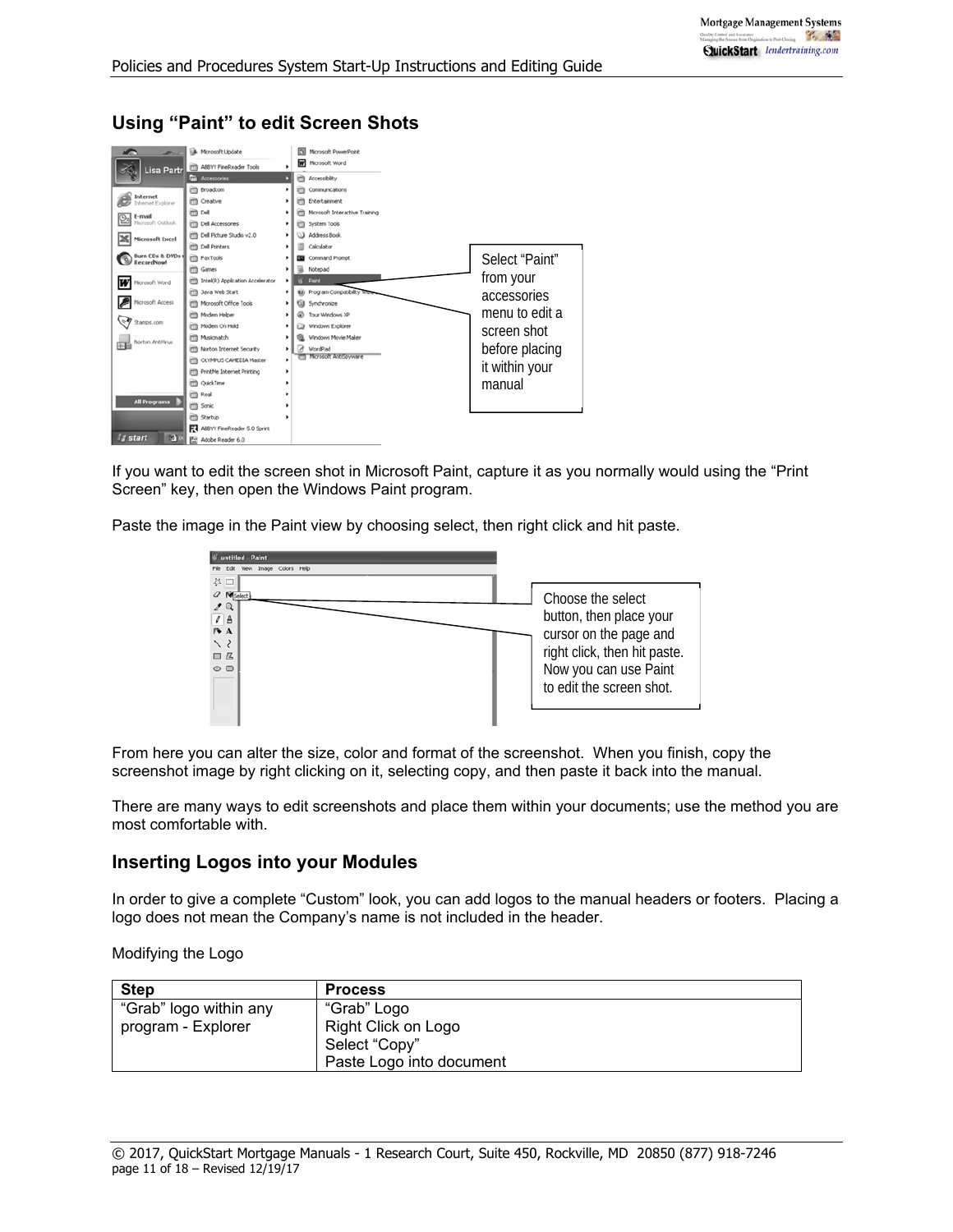## Using "Paint" to edit Screen Shots

Select "Paint" from your accessories menu to edit a screen shot before placing it within your manual

If you want to edit the screen shot in Microsoft Paint, capture it as you normally would using the "Print Screen" key, then open the Windows Paint program.

Paste the image in the Paint view by choosing select, then right click and hit paste.

Choose the select button, then place your cursor on the page and right click, then hit paste. Now you can use Paint to edit the screen shot.

From here you can alter the size, color and format of the screenshot. When you finish, copy the screenshot image by right clicking on it, selecting copy, and then paste it back into the manual.

There are many ways to edit screenshots and place them within your documents; use the method you are most comfortable with.

## Inserting Logos into your Modules

In order to give a complete "Custom" look, you can add logos to the manual headers or footers. Placing a logo does not mean the Company's name is not included in the header.

Modifying the Logo

| Step | Process |
|---|---|
| "Grab" logo within any program - Explorer | "Grab" Logo<br>Right Click on Logo<br>Select "Copy"<br>Paste Logo into document |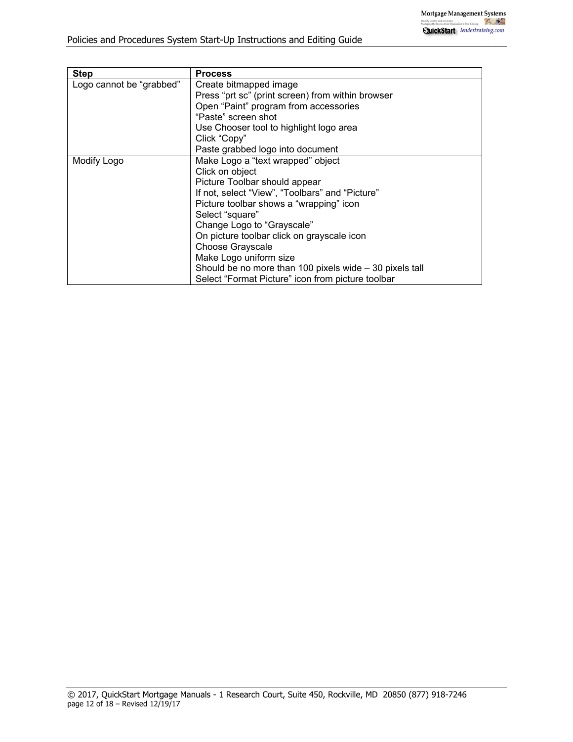| Step | Process |
|---|---|
| Logo cannot be "grabbed" | Create bitmapped image<br>Press "prt sc" (print screen) from within browser<br>Open "Paint" program from accessories<br>"Paste" screen shot<br>Use Chooser tool to highlight logo area<br>Click "Copy"<br>Paste grabbed logo into document |
| Modify Logo | Make Logo a "text wrapped" object<br>Click on object<br>Picture Toolbar should appear<br>If not, select "View", "Toolbars" and "Picture"<br>Picture toolbar shows a "wrapping" icon<br>Select "square"<br>Change Logo to "Grayscale"<br>On picture toolbar click on grayscale icon<br>Choose Grayscale<br>Make Logo uniform size<br>Should be no more than 100 pixels wide – 30 pixels tall<br>Select "Format Picture" icon from picture toolbar |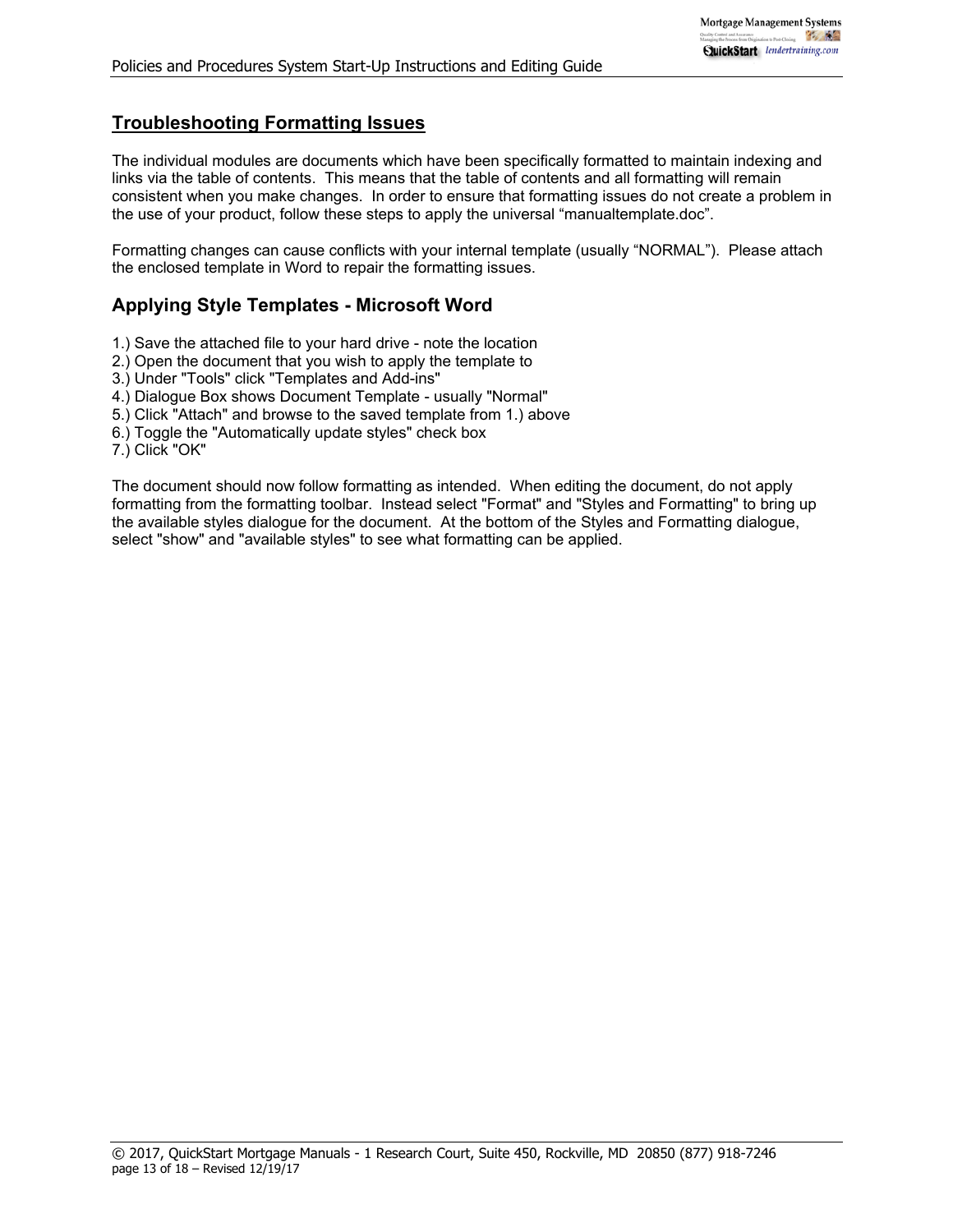## Troubleshooting Formatting Issues

The individual modules are documents which have been specifically formatted to maintain indexing and links via the table of contents. This means that the table of contents and all formatting will remain consistent when you make changes. In order to ensure that formatting issues do not create a problem in the use of your product, follow these steps to apply the universal “manualtemplate.doc”.

Formatting changes can cause conflicts with your internal template (usually “NORMAL”). Please attach the enclosed template in Word to repair the formatting issues.

### Applying Style Templates - Microsoft Word

1.) Save the attached file to your hard drive - note the location
2.) Open the document that you wish to apply the template to
3.) Under "Tools" click "Templates and Add-ins"
4.) Dialogue Box shows Document Template - usually "Normal"
5.) Click "Attach" and browse to the saved template from 1.) above
6.) Toggle the "Automatically update styles" check box
7.) Click "OK"

The document should now follow formatting as intended. When editing the document, do not apply formatting from the formatting toolbar. Instead select "Format" and "Styles and Formatting" to bring up the available styles dialogue for the document. At the bottom of the Styles and Formatting dialogue, select "show" and "available styles" to see what formatting can be applied.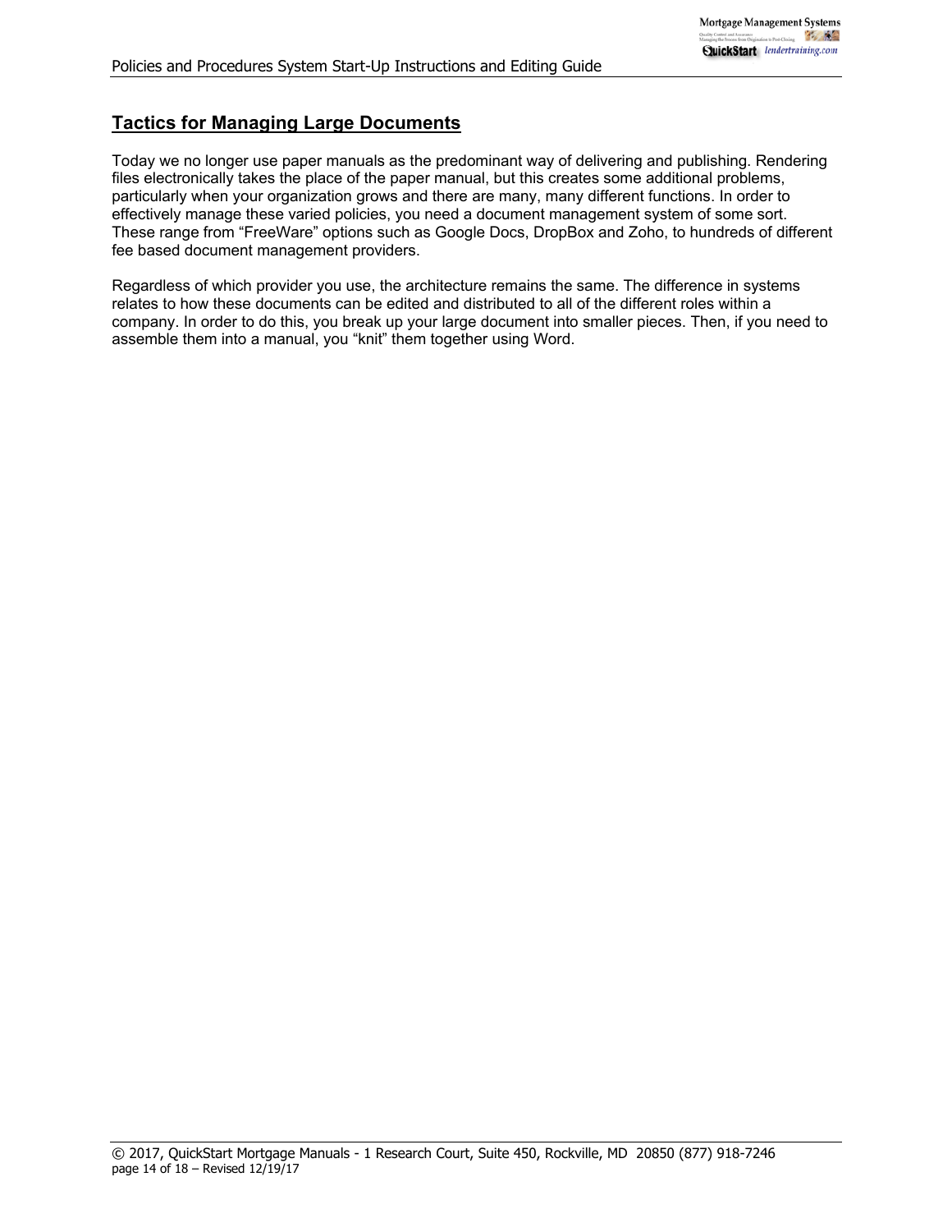## Tactics for Managing Large Documents

Today we no longer use paper manuals as the predominant way of delivering and publishing. Rendering files electronically takes the place of the paper manual, but this creates some additional problems, particularly when your organization grows and there are many, many different functions. In order to effectively manage these varied policies, you need a document management system of some sort. These range from “FreeWare” options such as Google Docs, DropBox and Zoho, to hundreds of different fee based document management providers.

Regardless of which provider you use, the architecture remains the same. The difference in systems relates to how these documents can be edited and distributed to all of the different roles within a company. In order to do this, you break up your large document into smaller pieces. Then, if you need to assemble them into a manual, you “knit” them together using Word.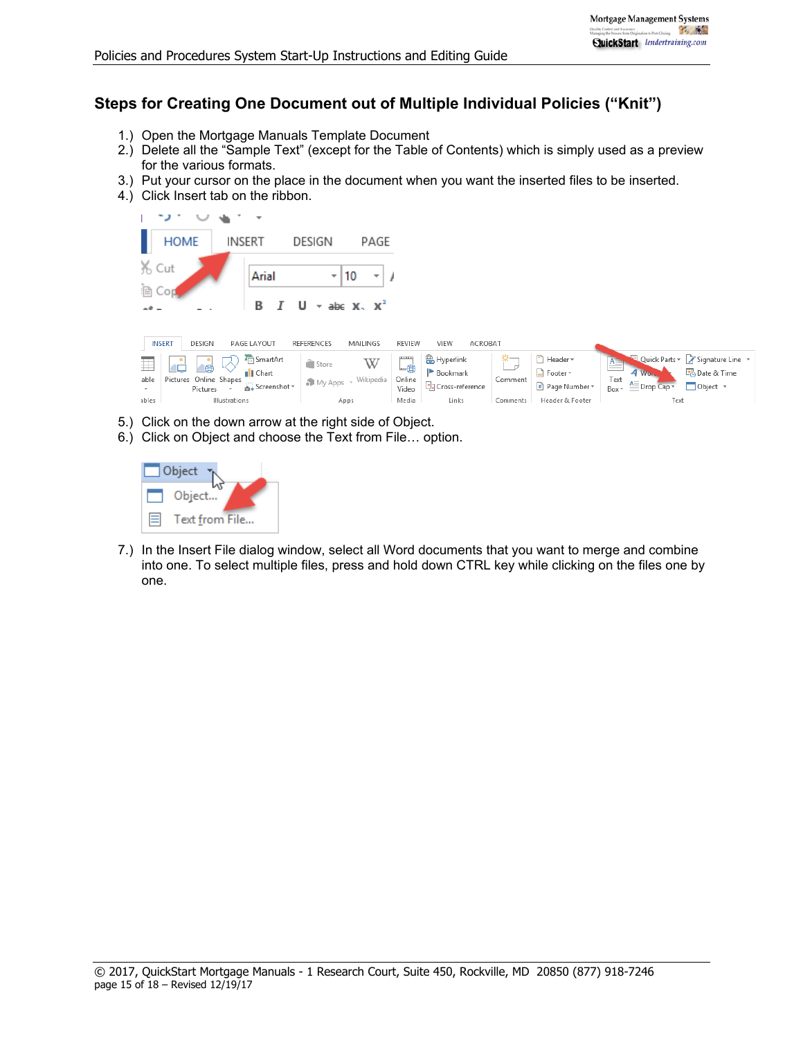## Steps for Creating One Document out of Multiple Individual Policies ("Knit")

1.) Open the Mortgage Manuals Template Document
2.) Delete all the "Sample Text" (except for the Table of Contents) which is simply used as a preview for the various formats.
3.) Put your cursor on the place in the document when you want the inserted files to be inserted.
4.) Click Insert tab on the ribbon.

5.) Click on the down arrow at the right side of Object.
6.) Click on Object and choose the Text from File… option.

7.) In the Insert File dialog window, select all Word documents that you want to merge and combine into one. To select multiple files, press and hold down CTRL key while clicking on the files one by one.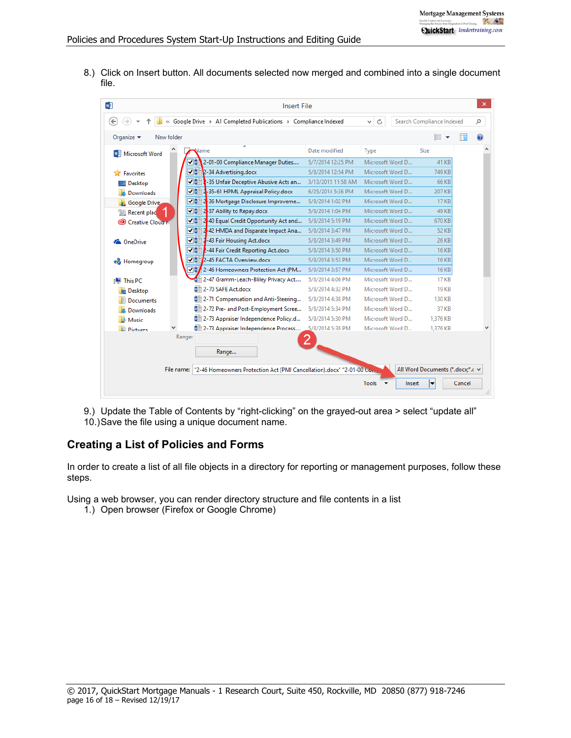8.) Click on Insert button. All documents selected now merged and combined into a single document file.

9.) Update the Table of Contents by "right-clicking" on the grayed-out area > select "update all"

10.) Save the file using a unique document name.

## Creating a List of Policies and Forms

In order to create a list of all file objects in a directory for reporting or management purposes, follow these steps.

Using a web browser, you can render directory structure and file contents in a list

1.) Open browser (Firefox or Google Chrome)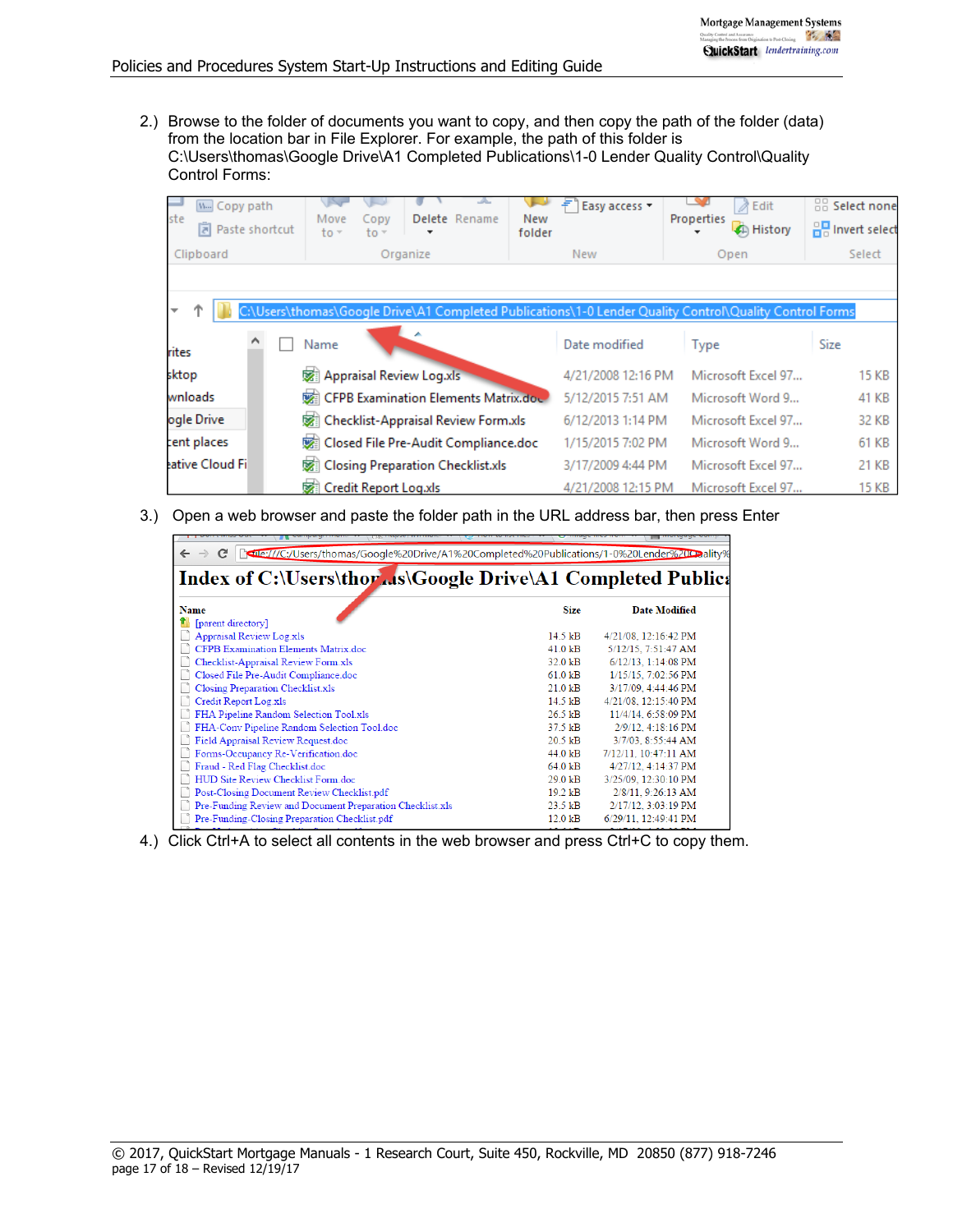2.) Browse to the folder of documents you want to copy, and then copy the path of the folder (data) from the location bar in File Explorer. For example, the path of this folder is C:\Users\thomas\Google Drive\A1 Completed Publications\1-0 Lender Quality Control\Quality Control Forms:

3.) Open a web browser and paste the folder path in the URL address bar, then press Enter

4.) Click Ctrl+A to select all contents in the web browser and press Ctrl+C to copy them.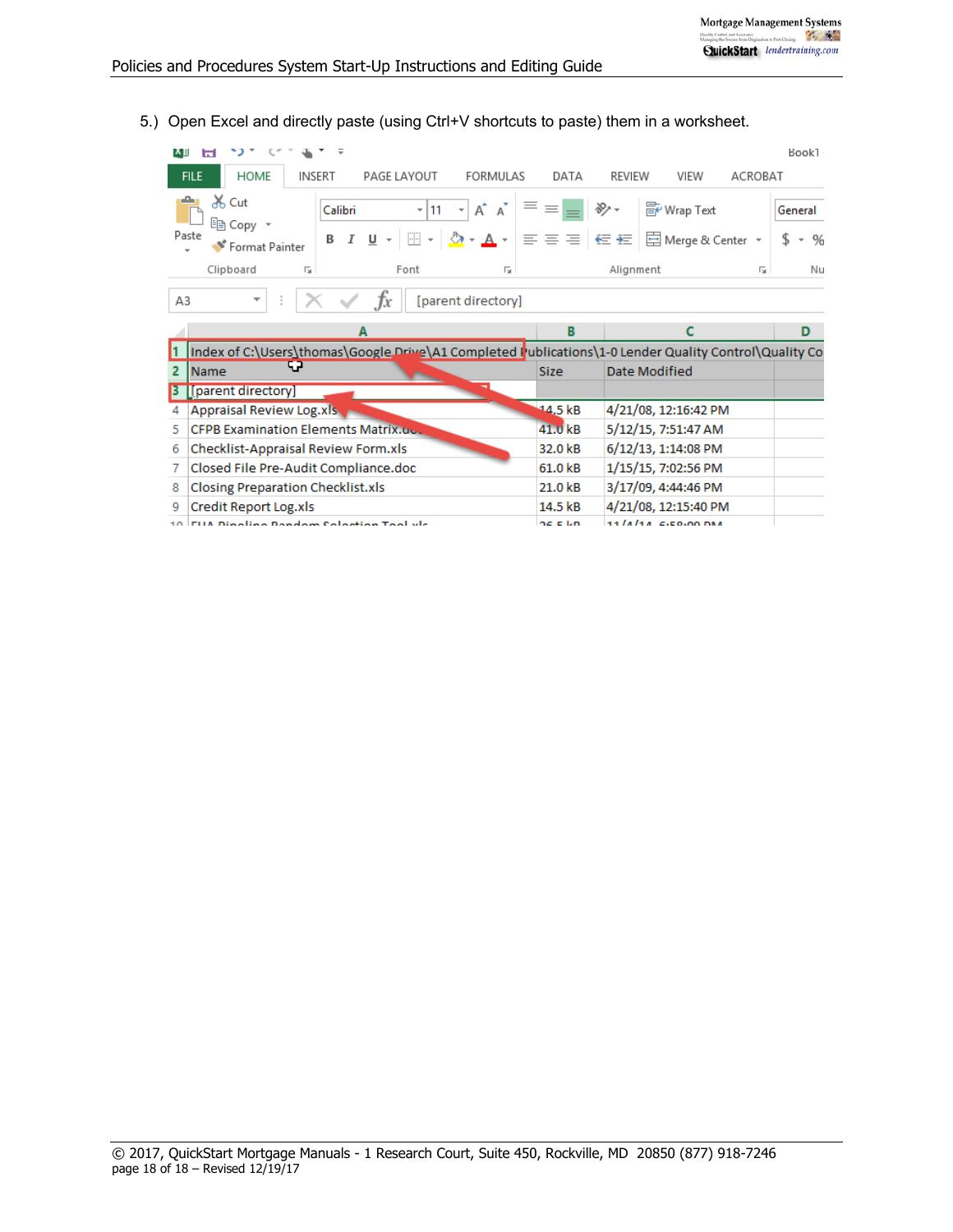5.) Open Excel and directly paste (using Ctrl+V shortcuts to paste) them in a worksheet.

| | A | B | C | D |
|---|---|---|---|---|
| 1 | Index of C:\Users\thomas\Google Drive\A1 Completed Publications\1-0 Lender Quality Control\Quality Co | | | |
| 2 | Name | Size | Date Modified | |
| 3 | [parent directory] | | | |
| 4 | Appraisal Review Log.xls | 14.5 kB | 4/21/08, 12:16:42 PM | |
| 5 | CFPB Examination Elements Matrix.doc | 41.0 kB | 5/12/15, 7:51:47 AM | |
| 6 | Checklist-Appraisal Review Form.xls | 32.0 kB | 6/12/13, 1:14:08 PM | |
| 7 | Closed File Pre-Audit Compliance.doc | 61.0 kB | 1/15/15, 7:02:56 PM | |
| 8 | Closing Preparation Checklist.xls | 21.0 kB | 3/17/09, 4:44:46 PM | |
| 9 | Credit Report Log.xls | 14.5 kB | 4/21/08, 12:15:40 PM | |